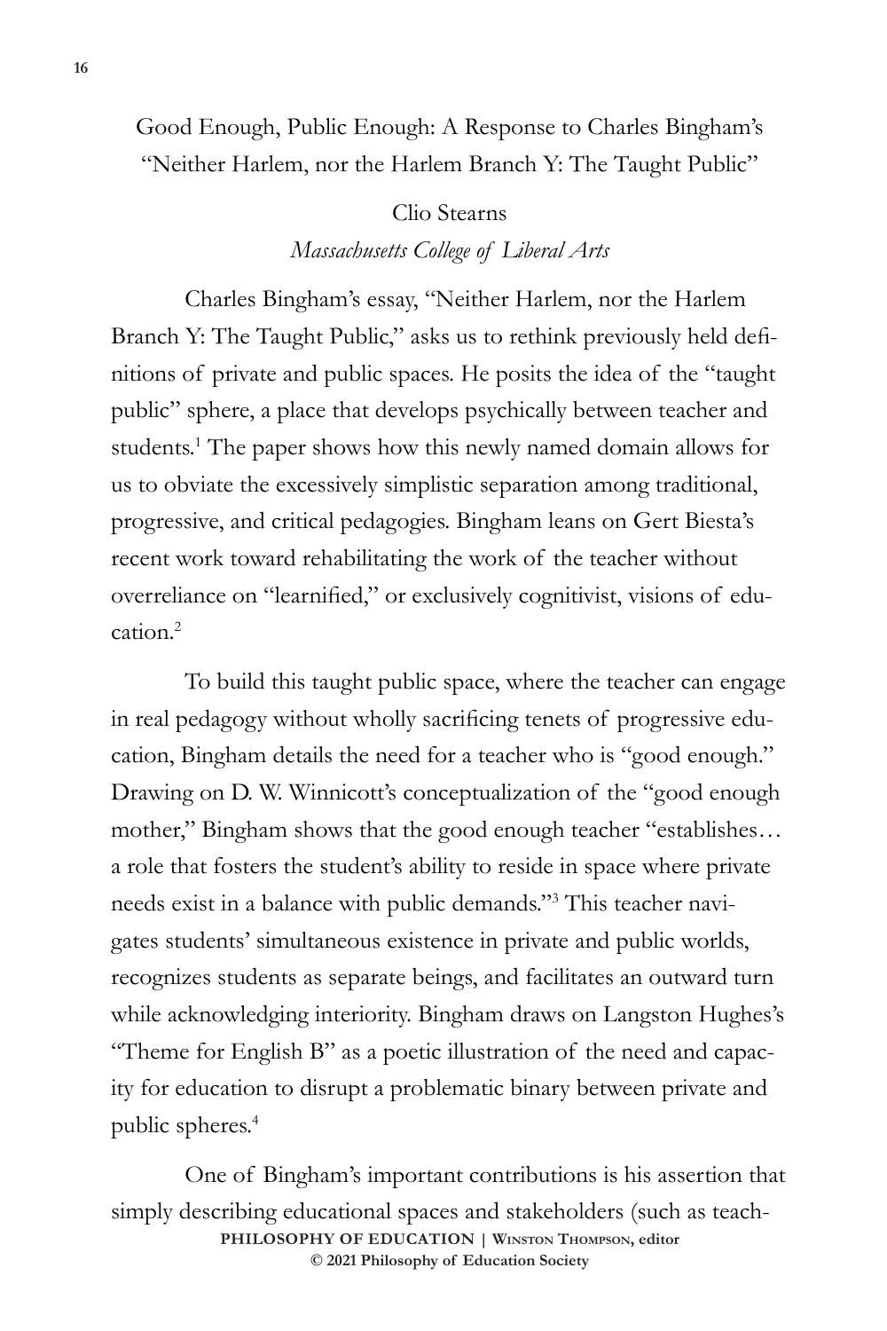# Good Enough, Public Enough: A Response to Charles Bingham's "Neither Harlem, nor the Harlem Branch Y: The Taught Public"

Clio Stearns

*Massachusetts College of Liberal Arts*

Charles Bingham's essay, "Neither Harlem, nor the Harlem Branch Y: The Taught Public," asks us to rethink previously held definitions of private and public spaces. He posits the idea of the "taught public" sphere, a place that develops psychically between teacher and students.[1] The paper shows how this newly named domain allows for us to obviate the excessively simplistic separation among traditional, progressive, and critical pedagogies. Bingham leans on Gert Biesta's recent work toward rehabilitating the work of the teacher without overreliance on "learnified," or exclusively cognitivist, visions of education.[2]

To build this taught public space, where the teacher can engage in real pedagogy without wholly sacrificing tenets of progressive education, Bingham details the need for a teacher who is "good enough." Drawing on D. W. Winnicott's conceptualization of the "good enough mother," Bingham shows that the good enough teacher "establishes… a role that fosters the student's ability to reside in space where private needs exist in a balance with public demands."[3] This teacher navigates students' simultaneous existence in private and public worlds, recognizes students as separate beings, and facilitates an outward turn while acknowledging interiority. Bingham draws on Langston Hughes's "Theme for English B" as a poetic illustration of the need and capacity for education to disrupt a problematic binary between private and public spheres.[4]

One of Bingham's important contributions is his assertion that simply describing educational spaces and stakeholders (such as teach-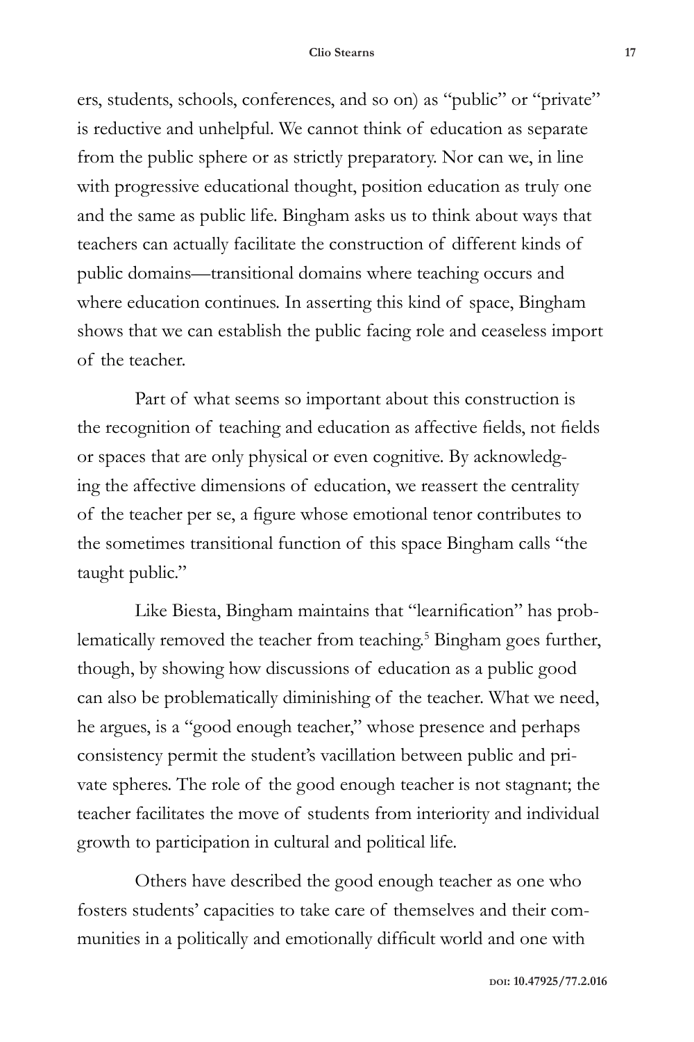ers, students, schools, conferences, and so on) as "public" or "private" is reductive and unhelpful. We cannot think of education as separate from the public sphere or as strictly preparatory. Nor can we, in line with progressive educational thought, position education as truly one and the same as public life. Bingham asks us to think about ways that teachers can actually facilitate the construction of different kinds of public domains—transitional domains where teaching occurs and where education continues. In asserting this kind of space, Bingham shows that we can establish the public facing role and ceaseless import of the teacher.

Part of what seems so important about this construction is the recognition of teaching and education as affective fields, not fields or spaces that are only physical or even cognitive. By acknowledging the affective dimensions of education, we reassert the centrality of the teacher per se, a figure whose emotional tenor contributes to the sometimes transitional function of this space Bingham calls "the taught public."

Like Biesta, Bingham maintains that "learnification" has problematically removed the teacher from teaching.[5] Bingham goes further, though, by showing how discussions of education as a public good can also be problematically diminishing of the teacher. What we need, he argues, is a "good enough teacher," whose presence and perhaps consistency permit the student's vacillation between public and private spheres. The role of the good enough teacher is not stagnant; the teacher facilitates the move of students from interiority and individual growth to participation in cultural and political life.

Others have described the good enough teacher as one who fosters students' capacities to take care of themselves and their communities in a politically and emotionally difficult world and one with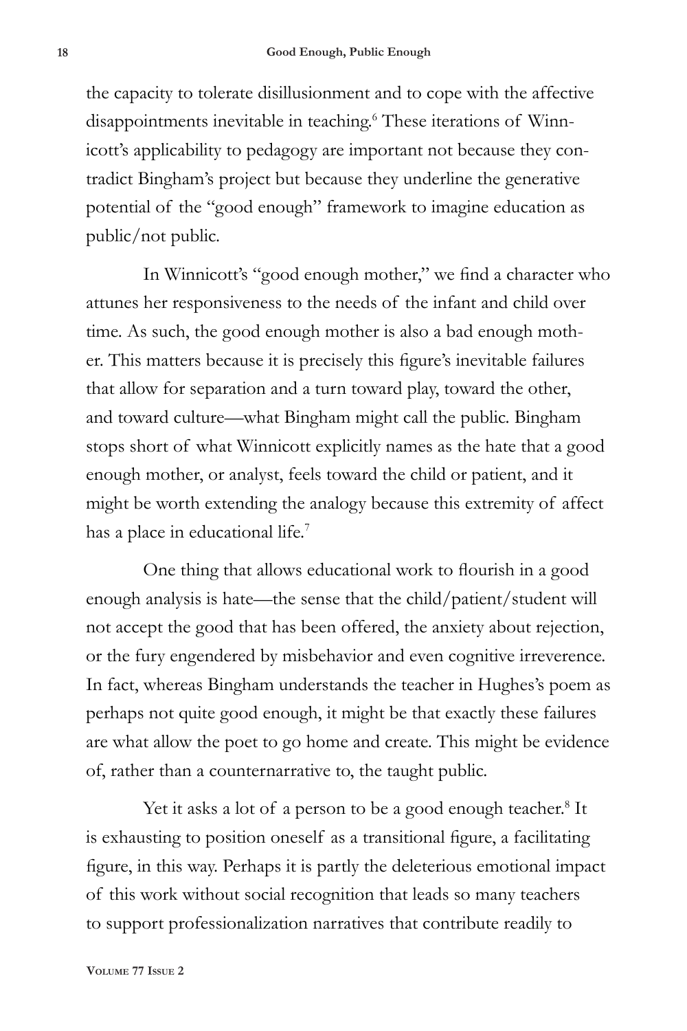the capacity to tolerate disillusionment and to cope with the affective disappointments inevitable in teaching.[6] These iterations of Winnicott's applicability to pedagogy are important not because they contradict Bingham's project but because they underline the generative potential of the "good enough" framework to imagine education as public/not public.

In Winnicott's "good enough mother," we find a character who attunes her responsiveness to the needs of the infant and child over time. As such, the good enough mother is also a bad enough mother. This matters because it is precisely this figure's inevitable failures that allow for separation and a turn toward play, toward the other, and toward culture—what Bingham might call the public. Bingham stops short of what Winnicott explicitly names as the hate that a good enough mother, or analyst, feels toward the child or patient, and it might be worth extending the analogy because this extremity of affect has a place in educational life.[7]

One thing that allows educational work to flourish in a good enough analysis is hate—the sense that the child/patient/student will not accept the good that has been offered, the anxiety about rejection, or the fury engendered by misbehavior and even cognitive irreverence. In fact, whereas Bingham understands the teacher in Hughes's poem as perhaps not quite good enough, it might be that exactly these failures are what allow the poet to go home and create. This might be evidence of, rather than a counternarrative to, the taught public.

Yet it asks a lot of a person to be a good enough teacher.[8] It is exhausting to position oneself as a transitional figure, a facilitating figure, in this way. Perhaps it is partly the deleterious emotional impact of this work without social recognition that leads so many teachers to support professionalization narratives that contribute readily to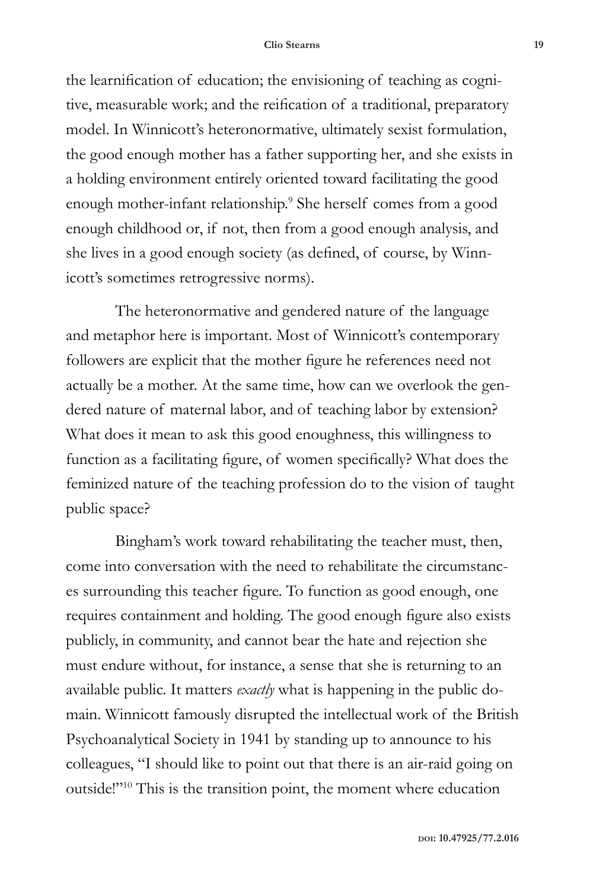the learnification of education; the envisioning of teaching as cognitive, measurable work; and the reification of a traditional, preparatory model. In Winnicott's heteronormative, ultimately sexist formulation, the good enough mother has a father supporting her, and she exists in a holding environment entirely oriented toward facilitating the good enough mother-infant relationship.[9] She herself comes from a good enough childhood or, if not, then from a good enough analysis, and she lives in a good enough society (as defined, of course, by Winnicott's sometimes retrogressive norms).

The heteronormative and gendered nature of the language and metaphor here is important. Most of Winnicott's contemporary followers are explicit that the mother figure he references need not actually be a mother. At the same time, how can we overlook the gendered nature of maternal labor, and of teaching labor by extension? What does it mean to ask this good enoughness, this willingness to function as a facilitating figure, of women specifically? What does the feminized nature of the teaching profession do to the vision of taught public space?

Bingham's work toward rehabilitating the teacher must, then, come into conversation with the need to rehabilitate the circumstances surrounding this teacher figure. To function as good enough, one requires containment and holding. The good enough figure also exists publicly, in community, and cannot bear the hate and rejection she must endure without, for instance, a sense that she is returning to an available public. It matters *exactly* what is happening in the public domain. Winnicott famously disrupted the intellectual work of the British Psychoanalytical Society in 1941 by standing up to announce to his colleagues, "I should like to point out that there is an air-raid going on outside!"[10] This is the transition point, the moment where education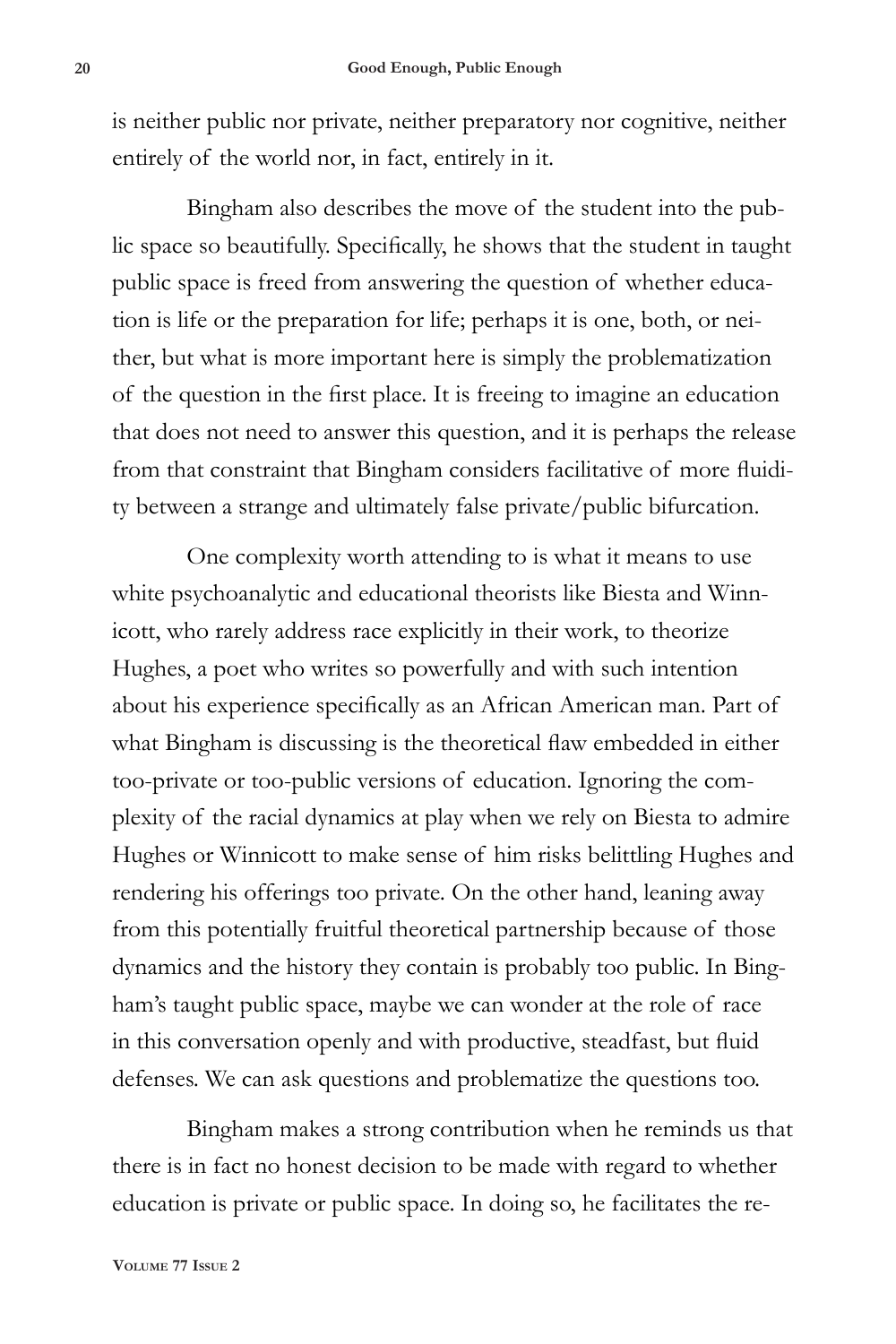is neither public nor private, neither preparatory nor cognitive, neither entirely of the world nor, in fact, entirely in it.

Bingham also describes the move of the student into the public space so beautifully. Specifically, he shows that the student in taught public space is freed from answering the question of whether education is life or the preparation for life; perhaps it is one, both, or neither, but what is more important here is simply the problematization of the question in the first place. It is freeing to imagine an education that does not need to answer this question, and it is perhaps the release from that constraint that Bingham considers facilitative of more fluidity between a strange and ultimately false private/public bifurcation.

One complexity worth attending to is what it means to use white psychoanalytic and educational theorists like Biesta and Winnicott, who rarely address race explicitly in their work, to theorize Hughes, a poet who writes so powerfully and with such intention about his experience specifically as an African American man. Part of what Bingham is discussing is the theoretical flaw embedded in either too-private or too-public versions of education. Ignoring the complexity of the racial dynamics at play when we rely on Biesta to admire Hughes or Winnicott to make sense of him risks belittling Hughes and rendering his offerings too private. On the other hand, leaning away from this potentially fruitful theoretical partnership because of those dynamics and the history they contain is probably too public. In Bingham's taught public space, maybe we can wonder at the role of race in this conversation openly and with productive, steadfast, but fluid defenses. We can ask questions and problematize the questions too.

Bingham makes a strong contribution when he reminds us that there is in fact no honest decision to be made with regard to whether education is private or public space. In doing so, he facilitates the re-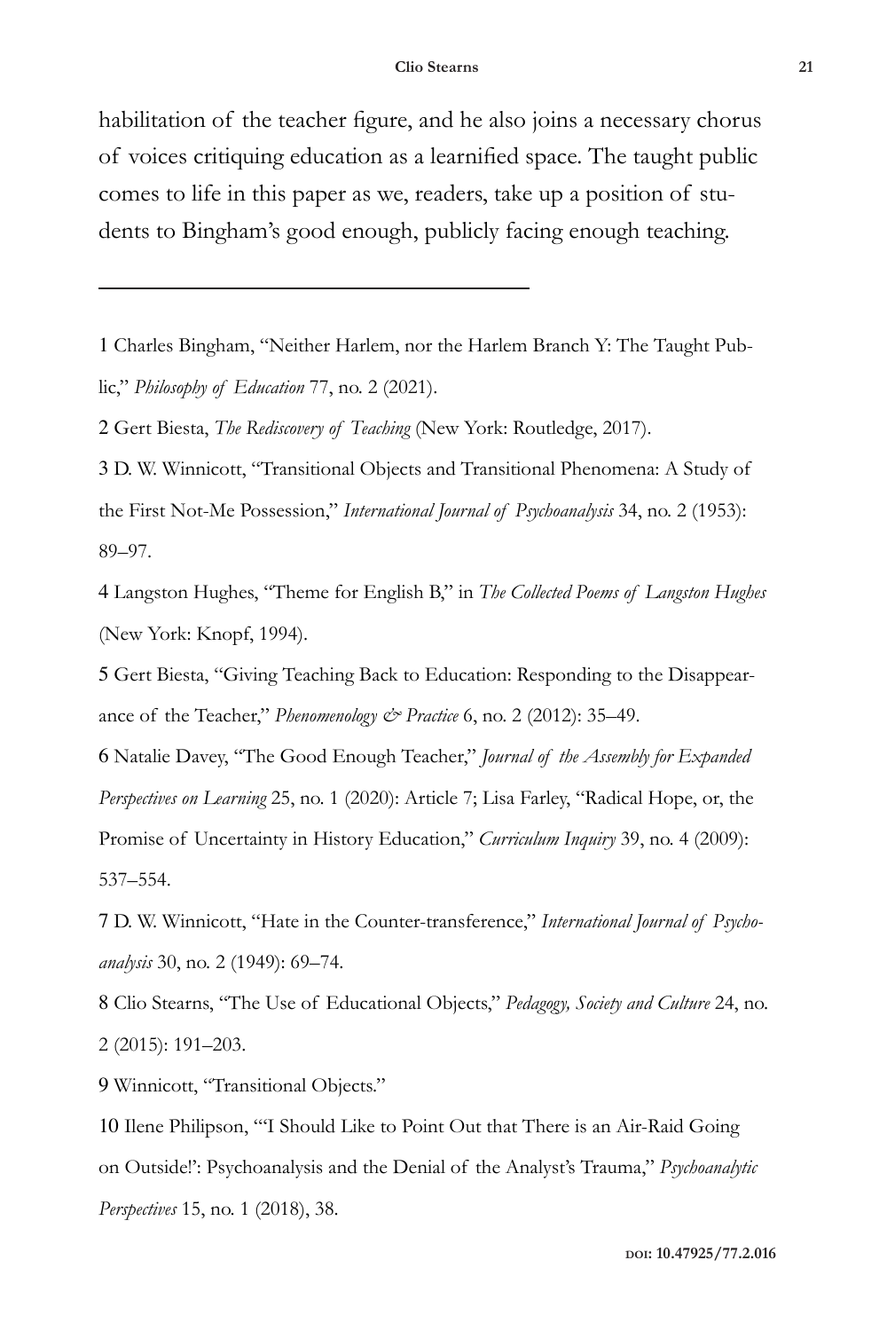habilitation of the teacher figure, and he also joins a necessary chorus of voices critiquing education as a learnified space. The taught public comes to life in this paper as we, readers, take up a position of students to Bingham's good enough, publicly facing enough teaching.

---

1 Charles Bingham, "Neither Harlem, nor the Harlem Branch Y: The Taught Public," *Philosophy of Education* 77, no. 2 (2021).

2 Gert Biesta, *The Rediscovery of Teaching* (New York: Routledge, 2017).

3 D. W. Winnicott, "Transitional Objects and Transitional Phenomena: A Study of the First Not-Me Possession," *International Journal of Psychoanalysis* 34, no. 2 (1953): 89–97.

4 Langston Hughes, "Theme for English B," in *The Collected Poems of Langston Hughes* (New York: Knopf, 1994).

5 Gert Biesta, "Giving Teaching Back to Education: Responding to the Disappearance of the Teacher," *Phenomenology & Practice* 6, no. 2 (2012): 35–49.

6 Natalie Davey, "The Good Enough Teacher," *Journal of the Assembly for Expanded Perspectives on Learning* 25, no. 1 (2020): Article 7; Lisa Farley, "Radical Hope, or, the Promise of Uncertainty in History Education," *Curriculum Inquiry* 39, no. 4 (2009): 537–554.

7 D. W. Winnicott, "Hate in the Counter-transference," *International Journal of Psychoanalysis* 30, no. 2 (1949): 69–74.

8 Clio Stearns, "The Use of Educational Objects," *Pedagogy, Society and Culture* 24, no. 2 (2015): 191–203.

9 Winnicott, "Transitional Objects."

10 Ilene Philipson, "'I Should Like to Point Out that There is an Air-Raid Going on Outside!': Psychoanalysis and the Denial of the Analyst's Trauma," *Psychoanalytic Perspectives* 15, no. 1 (2018), 38.